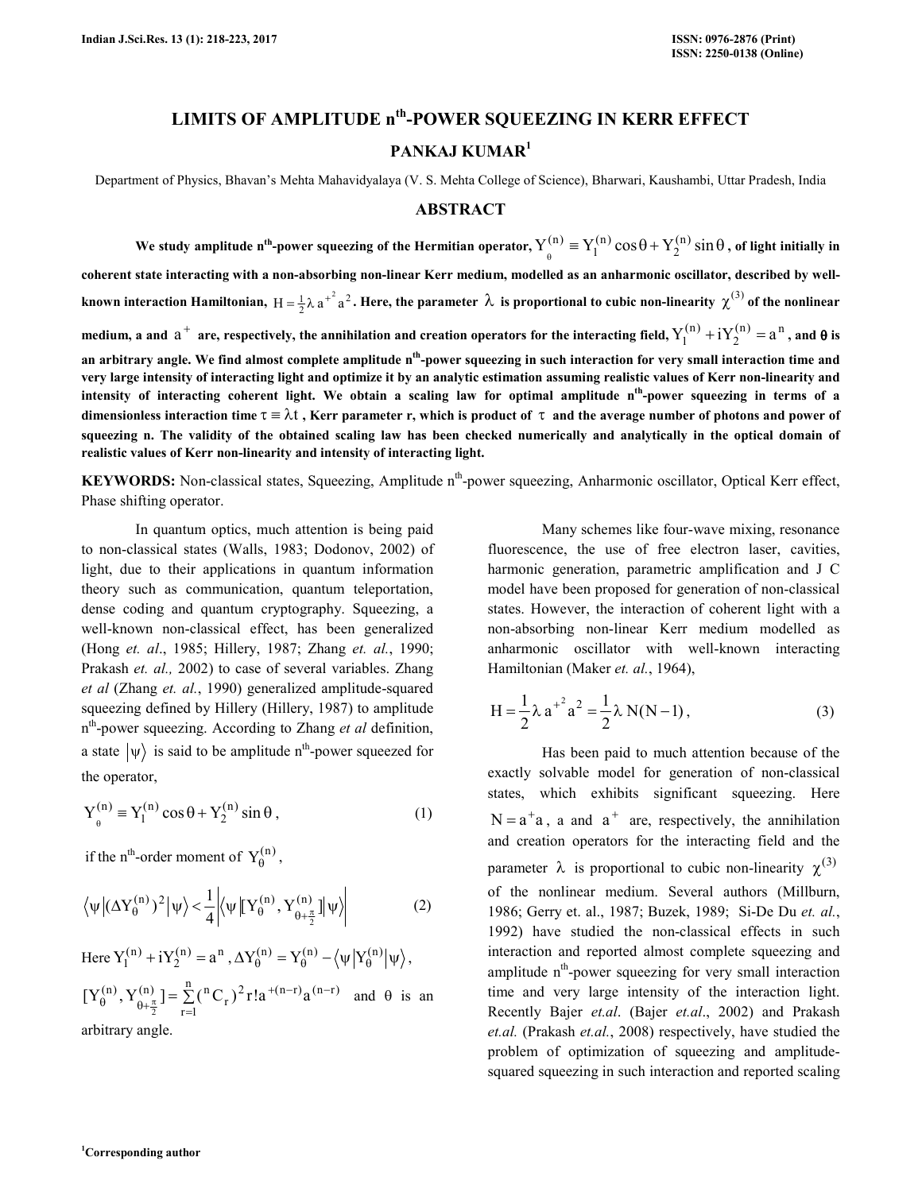# LIMITS OF AMPLITUDE n$^{th}$-POWER SQUEEZING IN KERR EFFECT

**PANKAJ KUMAR[1]**

Department of Physics, Bhavan's Mehta Mahavidyalaya (V. S. Mehta College of Science), Bharwari, Kaushambi, Uttar Pradesh, India

## ABSTRACT

**We study amplitude n$^{th}$-power squeezing of the Hermitian operator, $Y_{\theta}^{(n)} \equiv Y_1^{(n)} \cos\theta + Y_2^{(n)} \sin\theta$, of light initially in coherent state interacting with a non-absorbing non-linear Kerr medium, modelled as an anharmonic oscillator, described by well-known interaction Hamiltonian, $H = \frac{1}{2}\lambda a^{+^2} a^2$. Here, the parameter $\lambda$ is proportional to cubic non-linearity $\chi^{(3)}$ of the nonlinear medium, a and $a^+$ are, respectively, the annihilation and creation operators for the interacting field, $Y_1^{(n)} + iY_2^{(n)} = a^n$, and θ is an arbitrary angle. We find almost complete amplitude n$^{th}$-power squeezing in such interaction for very small interaction time and very large intensity of interacting light and optimize it by an analytic estimation assuming realistic values of Kerr non-linearity and intensity of interacting coherent light. We obtain a scaling law for optimal amplitude n$^{th}$-power squeezing in terms of a dimensionless interaction time $\tau \equiv \lambda t$, Kerr parameter r, which is product of $\tau$ and the average number of photons and power of squeezing n. The validity of the obtained scaling law has been checked numerically and analytically in the optical domain of realistic values of Kerr non-linearity and intensity of interacting light.**

**KEYWORDS:** Non-classical states, Squeezing, Amplitude n$^{th}$-power squeezing, Anharmonic oscillator, Optical Kerr effect, Phase shifting operator.

In quantum optics, much attention is being paid to non-classical states (Walls, 1983; Dodonov, 2002) of light, due to their applications in quantum information theory such as communication, quantum teleportation, dense coding and quantum cryptography. Squeezing, a well-known non-classical effect, has been generalized (Hong *et. al*., 1985; Hillery, 1987; Zhang *et. al.*, 1990; Prakash *et. al.,* 2002) to case of several variables. Zhang *et al* (Zhang *et. al.*, 1990) generalized amplitude-squared squeezing defined by Hillery (Hillery, 1987) to amplitude n$^{th}$-power squeezing. According to Zhang *et al* definition, a state $|\psi\rangle$ is said to be amplitude n$^{th}$-power squeezed for the operator,

$$Y_{\theta}^{(n)} \equiv Y_1^{(n)} \cos\theta + Y_2^{(n)} \sin\theta\,, \tag{1}$$

if the n$^{th}$-order moment of $Y_{\theta}^{(n)}$,

$$\langle\psi|(\Delta Y_{\theta}^{(n)})^2|\psi\rangle < \frac{1}{4}\left|\langle\psi|[Y_{\theta}^{(n)}, Y_{\theta+\frac{\pi}{2}}^{(n)}]|\psi\rangle\right| \tag{2}$$

Here $Y_1^{(n)} + iY_2^{(n)} = a^n$, $\Delta Y_{\theta}^{(n)} = Y_{\theta}^{(n)} - \langle\psi|Y_{\theta}^{(n)}|\psi\rangle$, $[Y_{\theta}^{(n)}, Y_{\theta+\frac{\pi}{2}}^{(n)}] = \sum_{r=1}^{n} ({}^{n}C_r)^2 r!\, a^{+(n-r)} a^{(n-r)}$ and $\theta$ is an arbitrary angle.

Many schemes like four-wave mixing, resonance fluorescence, the use of free electron laser, cavities, harmonic generation, parametric amplification and J C model have been proposed for generation of non-classical states. However, the interaction of coherent light with a non-absorbing non-linear Kerr medium modelled as anharmonic oscillator with well-known interacting Hamiltonian (Maker *et. al.*, 1964),

$$H = \frac{1}{2}\lambda a^{+^2} a^2 = \frac{1}{2}\lambda N(N-1)\,, \tag{3}$$

Has been paid to much attention because of the exactly solvable model for generation of non-classical states, which exhibits significant squeezing. Here $N = a^+a$, a and $a^+$ are, respectively, the annihilation and creation operators for the interacting field and the parameter $\lambda$ is proportional to cubic non-linearity $\chi^{(3)}$ of the nonlinear medium. Several authors (Millburn, 1986; Gerry et. al., 1987; Buzek, 1989; Si-De Du *et. al.*, 1992) have studied the non-classical effects in such interaction and reported almost complete squeezing and amplitude n$^{th}$-power squeezing for very small interaction time and very large intensity of the interaction light. Recently Bajer *et.al*. (Bajer *et.al*., 2002) and Prakash *et.al.* (Prakash *et.al.*, 2008) respectively, have studied the problem of optimization of squeezing and amplitude-squared squeezing in such interaction and reported scaling

[1]Corresponding author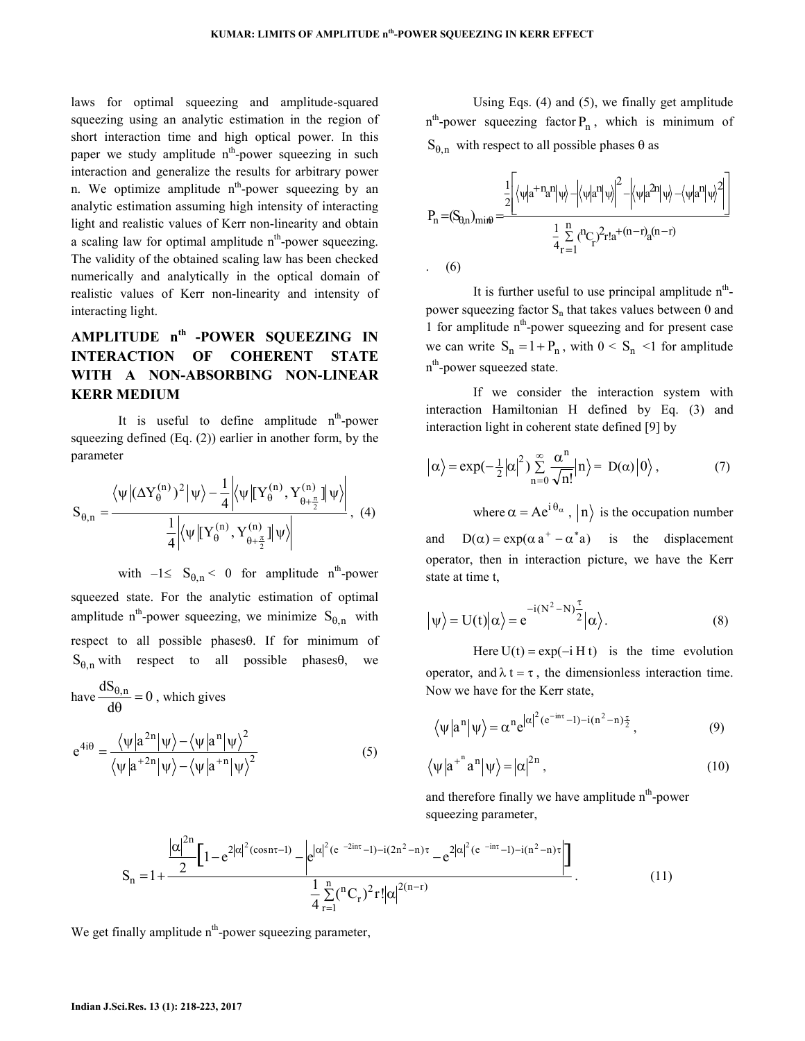laws for optimal squeezing and amplitude-squared squeezing using an analytic estimation in the region of short interaction time and high optical power. In this paper we study amplitude $n^{th}$-power squeezing in such interaction and generalize the results for arbitrary power n. We optimize amplitude $n^{th}$-power squeezing by an analytic estimation assuming high intensity of interacting light and realistic values of Kerr non-linearity and obtain a scaling law for optimal amplitude $n^{th}$-power squeezing. The validity of the obtained scaling law has been checked numerically and analytically in the optical domain of realistic values of Kerr non-linearity and intensity of interacting light.

## AMPLITUDE $n^{th}$ -POWER SQUEEZING IN INTERACTION OF COHERENT STATE WITH A NON-ABSORBING NON-LINEAR KERR MEDIUM

It is useful to define amplitude $n^{th}$-power squeezing defined (Eq. (2)) earlier in another form, by the parameter

$$S_{\theta,n} = \frac{\langle\psi|(\Delta Y_\theta^{(n)})^2|\psi\rangle - \frac{1}{4}\left|\langle\psi|[Y_\theta^{(n)}, Y_{\theta+\frac{\pi}{2}}^{(n)}]|\psi\rangle\right|}{\frac{1}{4}\left|\langle\psi|[Y_\theta^{(n)}, Y_{\theta+\frac{\pi}{2}}^{(n)}]|\psi\rangle\right|}, \quad (4)$$

with $-1 \le S_{\theta,n} < 0$ for amplitude $n^{th}$-power squeezed state. For the analytic estimation of optimal amplitude $n^{th}$-power squeezing, we minimize $S_{\theta,n}$ with respect to all possible phases θ. If for minimum of $S_{\theta,n}$ with respect to all possible phases θ, we have $\frac{dS_{\theta,n}}{d\theta} = 0$, which gives

$$e^{4i\theta} = \frac{\langle\psi|a^{2n}|\psi\rangle - \langle\psi|a^n|\psi\rangle^2}{\langle\psi|a^{+2n}|\psi\rangle - \langle\psi|a^{+n}|\psi\rangle^2} \quad (5)$$

Using Eqs. (4) and (5), we finally get amplitude $n^{th}$-power squeezing factor $P_n$, which is minimum of $S_{\theta,n}$ with respect to all possible phases θ as

$$P_n = (S_{\theta,n})_{min\theta} = \frac{\frac{1}{2}\left[\langle\psi|a^{+n}a^n|\psi\rangle - \left|\langle\psi|a^n|\psi\rangle\right|^2 - \left|\langle\psi|a^{2n}|\psi\rangle - \langle\psi|a^n|\psi\rangle^2\right|\right]}{\frac{1}{4}\sum_{r=1}^{n}({}^nC_r)^2 r! a^{+(n-r)} a^{(n-r)}}. \quad (6)$$

It is further useful to use principal amplitude $n^{th}$-power squeezing factor $S_n$ that takes values between 0 and 1 for amplitude $n^{th}$-power squeezing and for present case we can write $S_n = 1 + P_n$, with $0 < S_n < 1$ for amplitude $n^{th}$-power squeezed state.

If we consider the interaction system with interaction Hamiltonian H defined by Eq. (3) and interaction light in coherent state defined [9] by

$$|\alpha\rangle = \exp(-\tfrac{1}{2}|\alpha|^2)\sum_{n=0}^{\infty}\frac{\alpha^n}{\sqrt{n!}}|n\rangle = D(\alpha)|0\rangle, \quad (7)$$

where $\alpha = Ae^{i\theta_\alpha}$, $|n\rangle$ is the occupation number and $D(\alpha) = \exp(\alpha a^+ - \alpha^* a)$ is the displacement operator, then in interaction picture, we have the Kerr state at time t,

$$|\psi\rangle = U(t)|\alpha\rangle = e^{-i(N^2 - N)\frac{\tau}{2}}|\alpha\rangle. \quad (8)$$

Here $U(t) = \exp(-iHt)$ is the time evolution operator, and $\lambda t = \tau$, the dimensionless interaction time. Now we have for the Kerr state,

$$\langle\psi|a^n|\psi\rangle = \alpha^n e^{|\alpha|^2(e^{-in\tau}-1) - i(n^2-n)\frac{\tau}{2}}, \quad (9)$$

$$\langle\psi|a^{+^n}a^n|\psi\rangle = |\alpha|^{2n}, \quad (10)$$

and therefore finally we have amplitude $n^{th}$-power squeezing parameter,

$$S_n = 1 + \frac{\frac{|\alpha|^{2n}}{2}\left[1 - e^{2|\alpha|^2(\cos n\tau - 1)} - \left|e^{|\alpha|^2(e^{-2in\tau}-1) - i(2n^2-n)\tau} - e^{2|\alpha|^2(e^{-in\tau}-1) - i(n^2-n)\tau}\right|\right]}{\frac{1}{4}\sum_{r=1}^{n}({}^nC_r)^2 r! |\alpha|^{2(n-r)}}. \quad (11)$$

We get finally amplitude $n^{th}$-power squeezing parameter,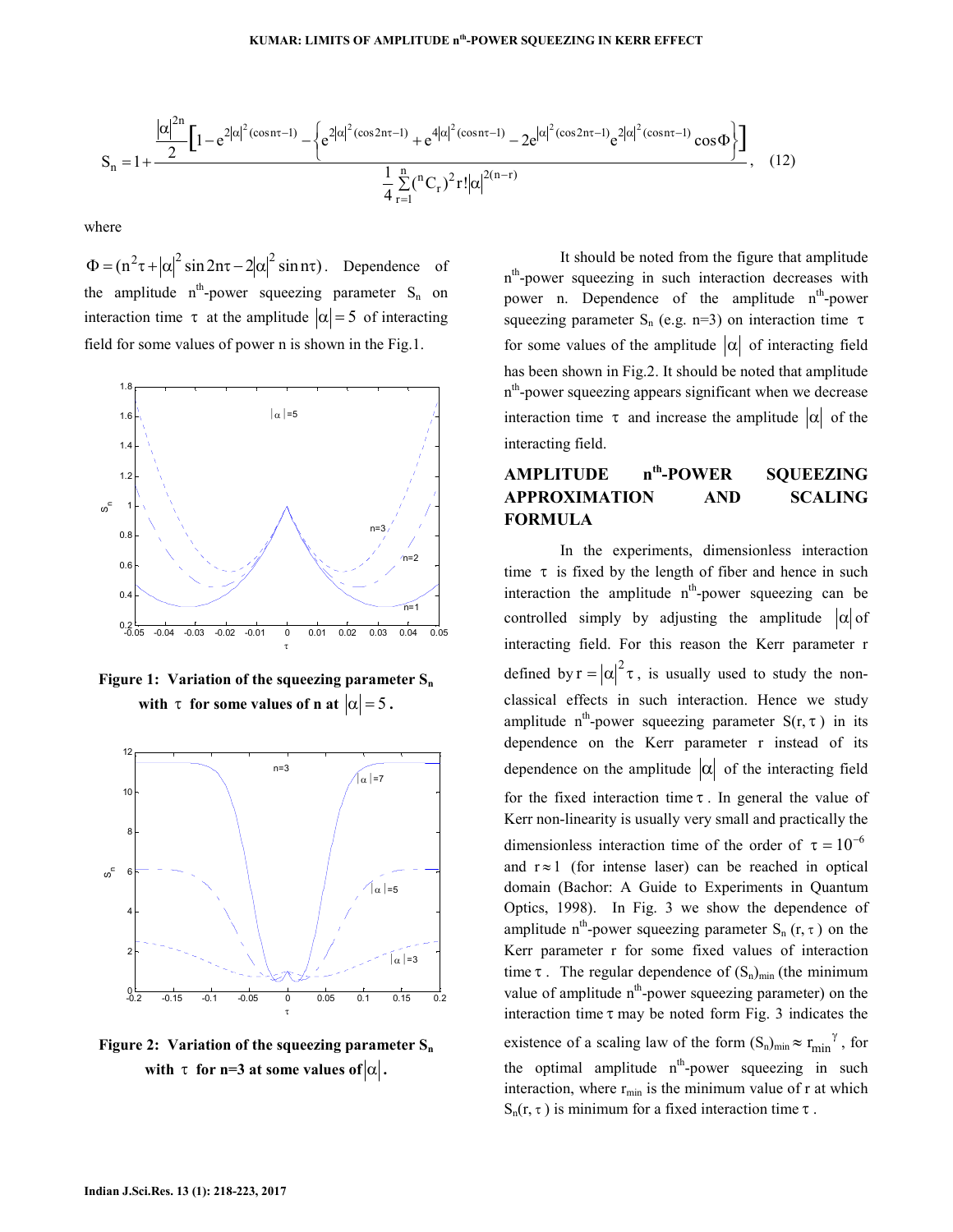$$S_n = 1 + \frac{\frac{|\alpha|^{2n}}{2}\left[1 - e^{2|\alpha|^2(\cos n\tau - 1)} - \left\{e^{2|\alpha|^2(\cos 2n\tau - 1)} + e^{4|\alpha|^2(\cos n\tau - 1)} - 2e^{|\alpha|^2(\cos 2n\tau - 1)}e^{2|\alpha|^2(\cos n\tau - 1)}\cos\Phi\right\}\right]}{\frac{1}{4}\sum_{r=1}^{n}({}^nC_r)^2 r!|\alpha|^{2(n-r)}}, \quad (12)$$

where

$\Phi = (n^2\tau + |\alpha|^2 \sin 2n\tau - 2|\alpha|^2 \sin n\tau)$. Dependence of the amplitude $n^{th}$-power squeezing parameter $S_n$ on interaction time $\tau$ at the amplitude $|\alpha| = 5$ of interacting field for some values of power n is shown in the Fig.1.

**Figure 1: Variation of the squeezing parameter $S_n$ with $\tau$ for some values of n at $|\alpha| = 5$.**

**Figure 2: Variation of the squeezing parameter $S_n$ with $\tau$ for n=3 at some values of $|\alpha|$.**

It should be noted from the figure that amplitude $n^{th}$-power squeezing in such interaction decreases with power n. Dependence of the amplitude $n^{th}$-power squeezing parameter $S_n$ (e.g. n=3) on interaction time $\tau$ for some values of the amplitude $|\alpha|$ of interacting field has been shown in Fig.2. It should be noted that amplitude $n^{th}$-power squeezing appears significant when we decrease interaction time $\tau$ and increase the amplitude $|\alpha|$ of the interacting field.

## AMPLITUDE $n^{th}$-POWER SQUEEZING APPROXIMATION AND SCALING FORMULA

In the experiments, dimensionless interaction time $\tau$ is fixed by the length of fiber and hence in such interaction the amplitude $n^{th}$-power squeezing can be controlled simply by adjusting the amplitude $|\alpha|$ of interacting field. For this reason the Kerr parameter r defined by $r = |\alpha|^2\tau$, is usually used to study the non-classical effects in such interaction. Hence we study amplitude $n^{th}$-power squeezing parameter $S(r, \tau)$ in its dependence on the Kerr parameter r instead of its dependence on the amplitude $|\alpha|$ of the interacting field for the fixed interaction time $\tau$. In general the value of Kerr non-linearity is usually very small and practically the dimensionless interaction time of the order of $\tau = 10^{-6}$ and $r \approx 1$ (for intense laser) can be reached in optical domain (Bachor: A Guide to Experiments in Quantum Optics, 1998). In Fig. 3 we show the dependence of amplitude $n^{th}$-power squeezing parameter $S_n(r, \tau)$ on the Kerr parameter r for some fixed values of interaction time $\tau$. The regular dependence of $(S_n)_{min}$ (the minimum value of amplitude $n^{th}$-power squeezing parameter) on the interaction time $\tau$ may be noted form Fig. 3 indicates the existence of a scaling law of the form $(S_n)_{min} \approx r_{min}^{\ \gamma}$, for the optimal amplitude $n^{th}$-power squeezing in such interaction, where $r_{min}$ is the minimum value of r at which $S_n(r, \tau)$ is minimum for a fixed interaction time $\tau$.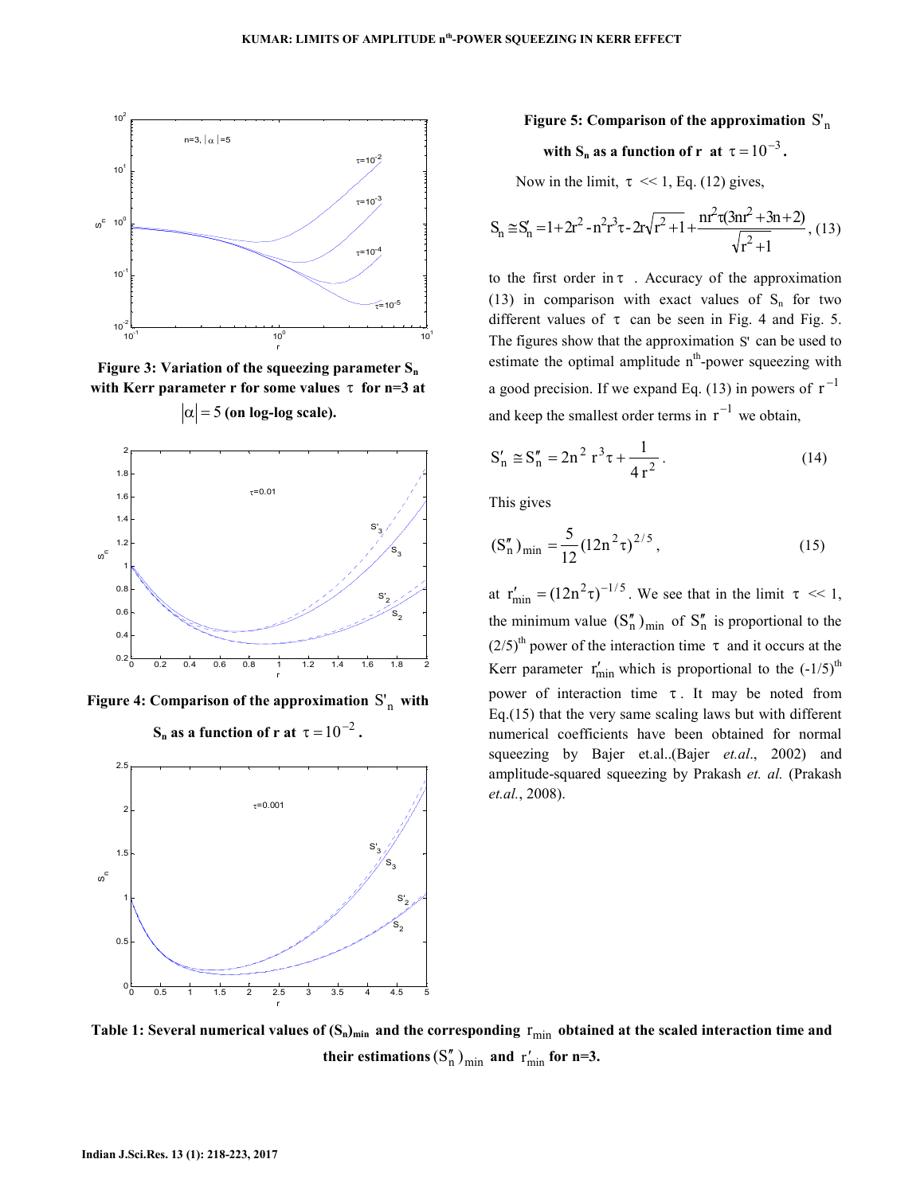**Figure 3: Variation of the squeezing parameter $S_n$ with Kerr parameter r for some values $\tau$ for n=3 at $|\alpha| = 5$ (on log-log scale).**

**Figure 4: Comparison of the approximation $S'_n$ with $S_n$ as a function of r at $\tau = 10^{-2}$.**

**Figure 5: Comparison of the approximation $S'_n$ with $S_n$ as a function of r at $\tau = 10^{-3}$.**

Now in the limit, $\tau \ll 1$, Eq. (12) gives,

$$S_n \cong S'_n = 1 + 2r^2 - n^2 r^3 \tau - 2r\sqrt{r^2+1} + \frac{nr^2\tau(3nr^2+3n+2)}{\sqrt{r^2+1}}, \quad (13)$$

to the first order in $\tau$. Accuracy of the approximation (13) in comparison with exact values of $S_n$ for two different values of $\tau$ can be seen in Fig. 4 and Fig. 5. The figures show that the approximation $S'$ can be used to estimate the optimal amplitude n[th]-power squeezing with a good precision. If we expand Eq. (13) in powers of $r^{-1}$ and keep the smallest order terms in $r^{-1}$ we obtain,

$$S'_n \cong S''_n = 2n^2 r^3 \tau + \frac{1}{4r^2}. \quad (14)$$

This gives

$$(S''_n)_{\min} = \frac{5}{12}(12n^2\tau)^{2/5}, \quad (15)$$

at $r'_{\min} = (12n^2\tau)^{-1/5}$. We see that in the limit $\tau \ll 1$, the minimum value $(S''_n)_{\min}$ of $S''_n$ is proportional to the (2/5)[th] power of the interaction time $\tau$ and it occurs at the Kerr parameter $r'_{\min}$ which is proportional to the (-1/5)[th] power of interaction time $\tau$. It may be noted from Eq.(15) that the very same scaling laws but with different numerical coefficients have been obtained for normal squeezing by Bajer et.al..(Bajer *et.al*., 2002) and amplitude-squared squeezing by Prakash *et. al.* (Prakash *et.al.*, 2008).

**Table 1: Several numerical values of $(S_n)_{\min}$ and the corresponding $r_{\min}$ obtained at the scaled interaction time and their estimations $(S''_n)_{\min}$ and $r'_{\min}$ for n=3.**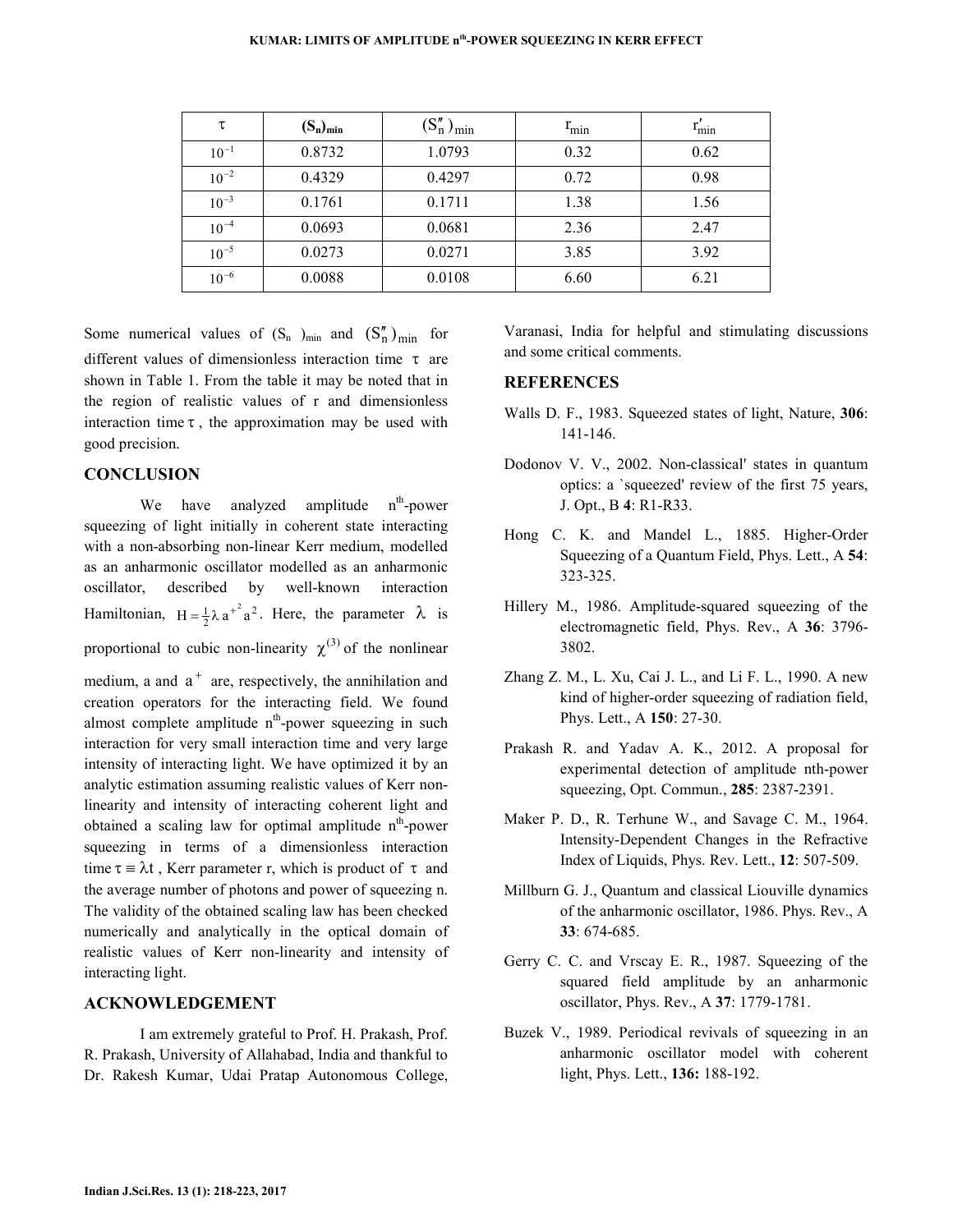| $\tau$ | $(S_n)_{min}$ | $(S''_n)_{min}$ | $r_{min}$ | $r'_{min}$ |
|---|---|---|---|---|
| $10^{-1}$ | 0.8732 | 1.0793 | 0.32 | 0.62 |
| $10^{-2}$ | 0.4329 | 0.4297 | 0.72 | 0.98 |
| $10^{-3}$ | 0.1761 | 0.1711 | 1.38 | 1.56 |
| $10^{-4}$ | 0.0693 | 0.0681 | 2.36 | 2.47 |
| $10^{-5}$ | 0.0273 | 0.0271 | 3.85 | 3.92 |
| $10^{-6}$ | 0.0088 | 0.0108 | 6.60 | 6.21 |

Some numerical values of $(S_n)_{min}$ and $(S''_n)_{min}$ for different values of dimensionless interaction time $\tau$ are shown in Table 1. From the table it may be noted that in the region of realistic values of r and dimensionless interaction time $\tau$, the approximation may be used with good precision.

## CONCLUSION

We have analyzed amplitude $n^{th}$-power squeezing of light initially in coherent state interacting with a non-absorbing non-linear Kerr medium, modelled as an anharmonic oscillator modelled as an anharmonic oscillator, described by well-known interaction Hamiltonian, $H = \frac{1}{2}\lambda a^{+^2} a^2$. Here, the parameter $\lambda$ is proportional to cubic non-linearity $\chi^{(3)}$ of the nonlinear medium, a and $a^+$ are, respectively, the annihilation and creation operators for the interacting field. We found almost complete amplitude $n^{th}$-power squeezing in such interaction for very small interaction time and very large intensity of interacting light. We have optimized it by an analytic estimation assuming realistic values of Kerr non-linearity and intensity of interacting coherent light and obtained a scaling law for optimal amplitude $n^{th}$-power squeezing in terms of a dimensionless interaction time $\tau \equiv \lambda t$, Kerr parameter r, which is product of $\tau$ and the average number of photons and power of squeezing n. The validity of the obtained scaling law has been checked numerically and analytically in the optical domain of realistic values of Kerr non-linearity and intensity of interacting light.

## ACKNOWLEDGEMENT

I am extremely grateful to Prof. H. Prakash, Prof. R. Prakash, University of Allahabad, India and thankful to Dr. Rakesh Kumar, Udai Pratap Autonomous College, Varanasi, India for helpful and stimulating discussions and some critical comments.

## REFERENCES

Walls D. F., 1983. Squeezed states of light, Nature, **306**: 141-146.

Dodonov V. V., 2002. Non-classical' states in quantum optics: a `squeezed' review of the first 75 years, J. Opt., B **4**: R1-R33.

Hong C. K. and Mandel L., 1885. Higher-Order Squeezing of a Quantum Field, Phys. Lett., A **54**: 323-325.

Hillery M., 1986. Amplitude-squared squeezing of the electromagnetic field, Phys. Rev., A **36**: 3796-3802.

Zhang Z. M., L. Xu, Cai J. L., and Li F. L., 1990. A new kind of higher-order squeezing of radiation field, Phys. Lett., A **150**: 27-30.

Prakash R. and Yadav A. K., 2012. A proposal for experimental detection of amplitude nth-power squeezing, Opt. Commun., **285**: 2387-2391.

Maker P. D., R. Terhune W., and Savage C. M., 1964. Intensity-Dependent Changes in the Refractive Index of Liquids, Phys. Rev. Lett., **12**: 507-509.

Millburn G. J., Quantum and classical Liouville dynamics of the anharmonic oscillator, 1986. Phys. Rev., A **33**: 674-685.

Gerry C. C. and Vrscay E. R., 1987. Squeezing of the squared field amplitude by an anharmonic oscillator, Phys. Rev., A **37**: 1779-1781.

Buzek V., 1989. Periodical revivals of squeezing in an anharmonic oscillator model with coherent light, Phys. Lett., **136:** 188-192.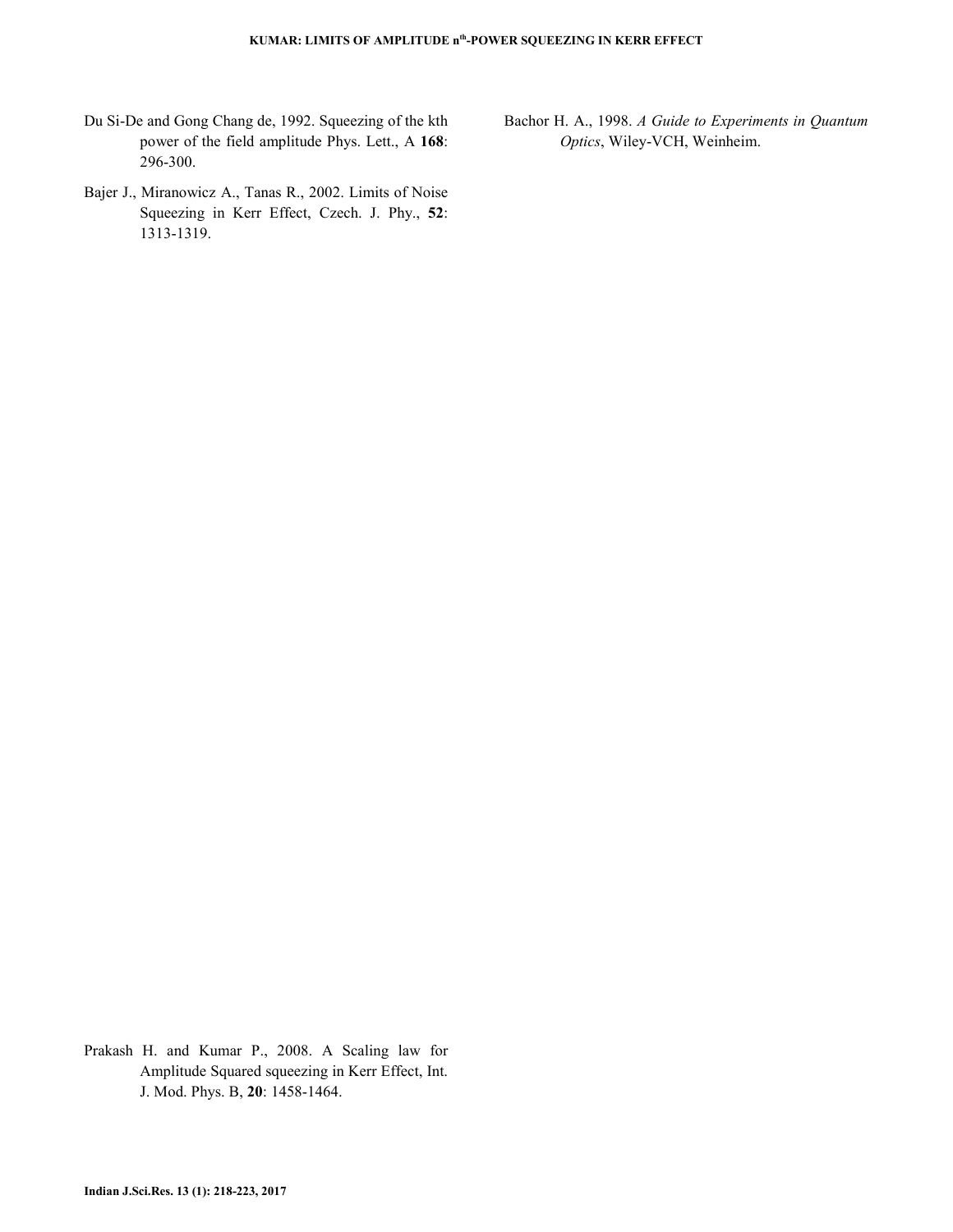Du Si-De and Gong Chang de, 1992. Squeezing of the kth power of the field amplitude Phys. Lett., A **168**: 296-300.

Bajer J., Miranowicz A., Tanas R., 2002. Limits of Noise Squeezing in Kerr Effect, Czech. J. Phy., **52**: 1313-1319.

Bachor H. A., 1998. *A Guide to Experiments in Quantum Optics*, Wiley-VCH, Weinheim.

Prakash H. and Kumar P., 2008. A Scaling law for Amplitude Squared squeezing in Kerr Effect, Int. J. Mod. Phys. B, **20**: 1458-1464.